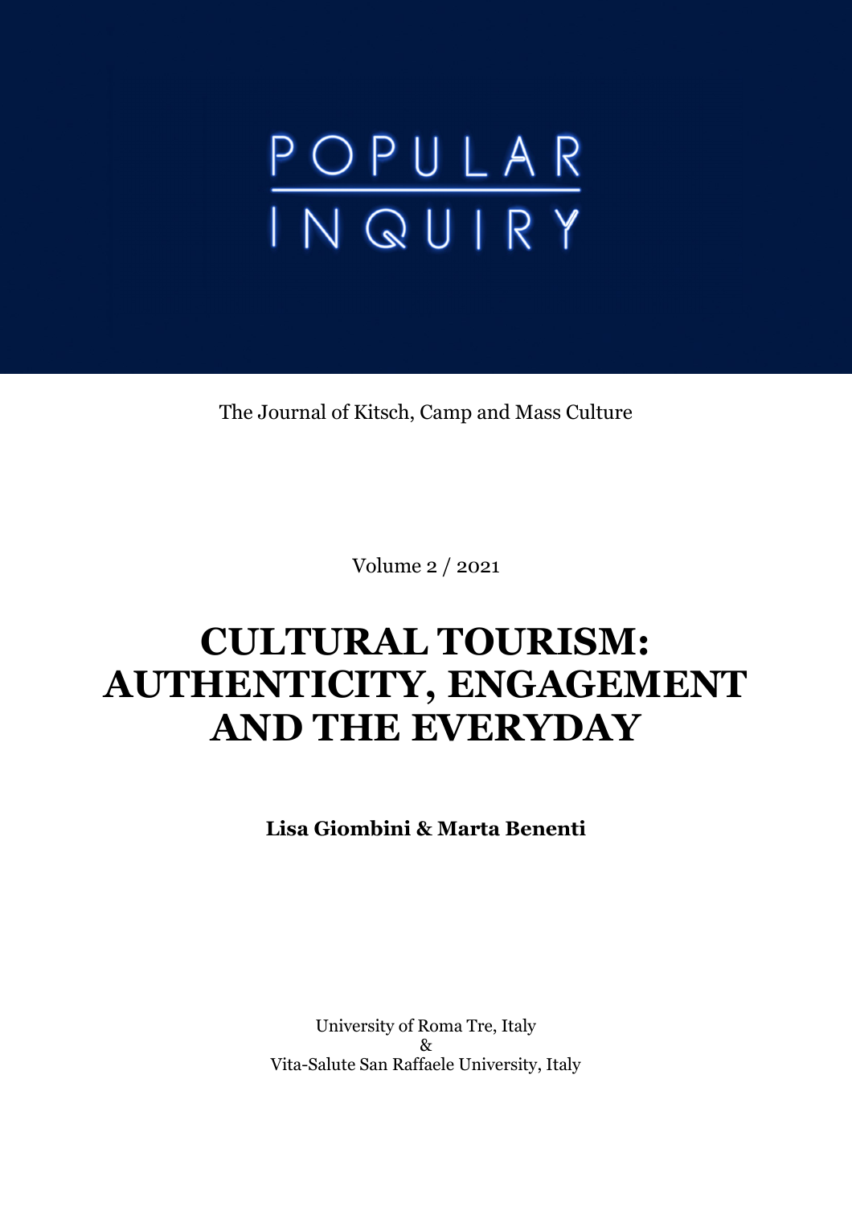# POPULAR INQUIRY

The Journal of Kitsch, Camp and Mass Culture

Volume 2 / 2021

# CULTURAL TOURISM: AUTHENTICITY, ENGAGEMENT AND THE EVERYDAY

**Lisa Giombini & Marta Benenti**

University of Roma Tre, Italy
&
Vita-Salute San Raffaele University, Italy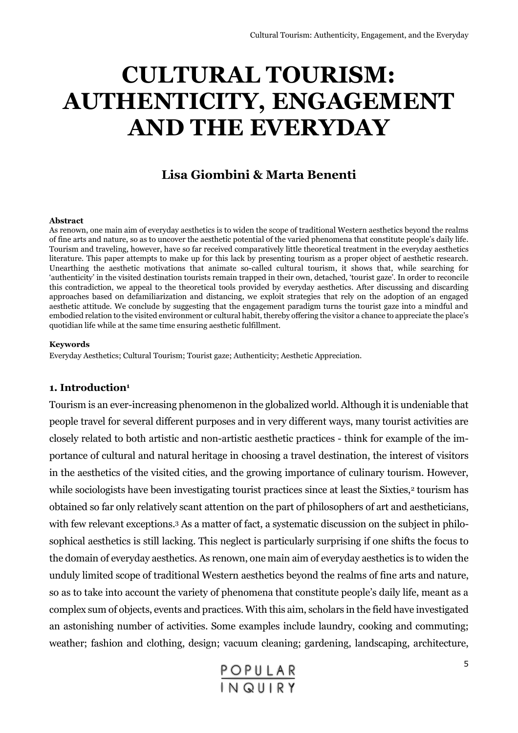# CULTURAL TOURISM: AUTHENTICITY, ENGAGEMENT AND THE EVERYDAY

**Lisa Giombini & Marta Benenti**

**Abstract**

As renown, one main aim of everyday aesthetics is to widen the scope of traditional Western aesthetics beyond the realms of fine arts and nature, so as to uncover the aesthetic potential of the varied phenomena that constitute people's daily life. Tourism and traveling, however, have so far received comparatively little theoretical treatment in the everyday aesthetics literature. This paper attempts to make up for this lack by presenting tourism as a proper object of aesthetic research. Unearthing the aesthetic motivations that animate so-called cultural tourism, it shows that, while searching for 'authenticity' in the visited destination tourists remain trapped in their own, detached, 'tourist gaze'. In order to reconcile this contradiction, we appeal to the theoretical tools provided by everyday aesthetics. After discussing and discarding approaches based on defamiliarization and distancing, we exploit strategies that rely on the adoption of an engaged aesthetic attitude. We conclude by suggesting that the engagement paradigm turns the tourist gaze into a mindful and embodied relation to the visited environment or cultural habit, thereby offering the visitor a chance to appreciate the place's quotidian life while at the same time ensuring aesthetic fulfillment.

**Keywords**

Everyday Aesthetics; Cultural Tourism; Tourist gaze; Authenticity; Aesthetic Appreciation.

## 1. Introduction[1]

Tourism is an ever-increasing phenomenon in the globalized world. Although it is undeniable that people travel for several different purposes and in very different ways, many tourist activities are closely related to both artistic and non-artistic aesthetic practices - think for example of the importance of cultural and natural heritage in choosing a travel destination, the interest of visitors in the aesthetics of the visited cities, and the growing importance of culinary tourism. However, while sociologists have been investigating tourist practices since at least the Sixties,[2] tourism has obtained so far only relatively scant attention on the part of philosophers of art and aestheticians, with few relevant exceptions.[3] As a matter of fact, a systematic discussion on the subject in philosophical aesthetics is still lacking. This neglect is particularly surprising if one shifts the focus to the domain of everyday aesthetics. As renown, one main aim of everyday aesthetics is to widen the unduly limited scope of traditional Western aesthetics beyond the realms of fine arts and nature, so as to take into account the variety of phenomena that constitute people's daily life, meant as a complex sum of objects, events and practices. With this aim, scholars in the field have investigated an astonishing number of activities. Some examples include laundry, cooking and commuting; weather; fashion and clothing, design; vacuum cleaning; gardening, landscaping, architecture,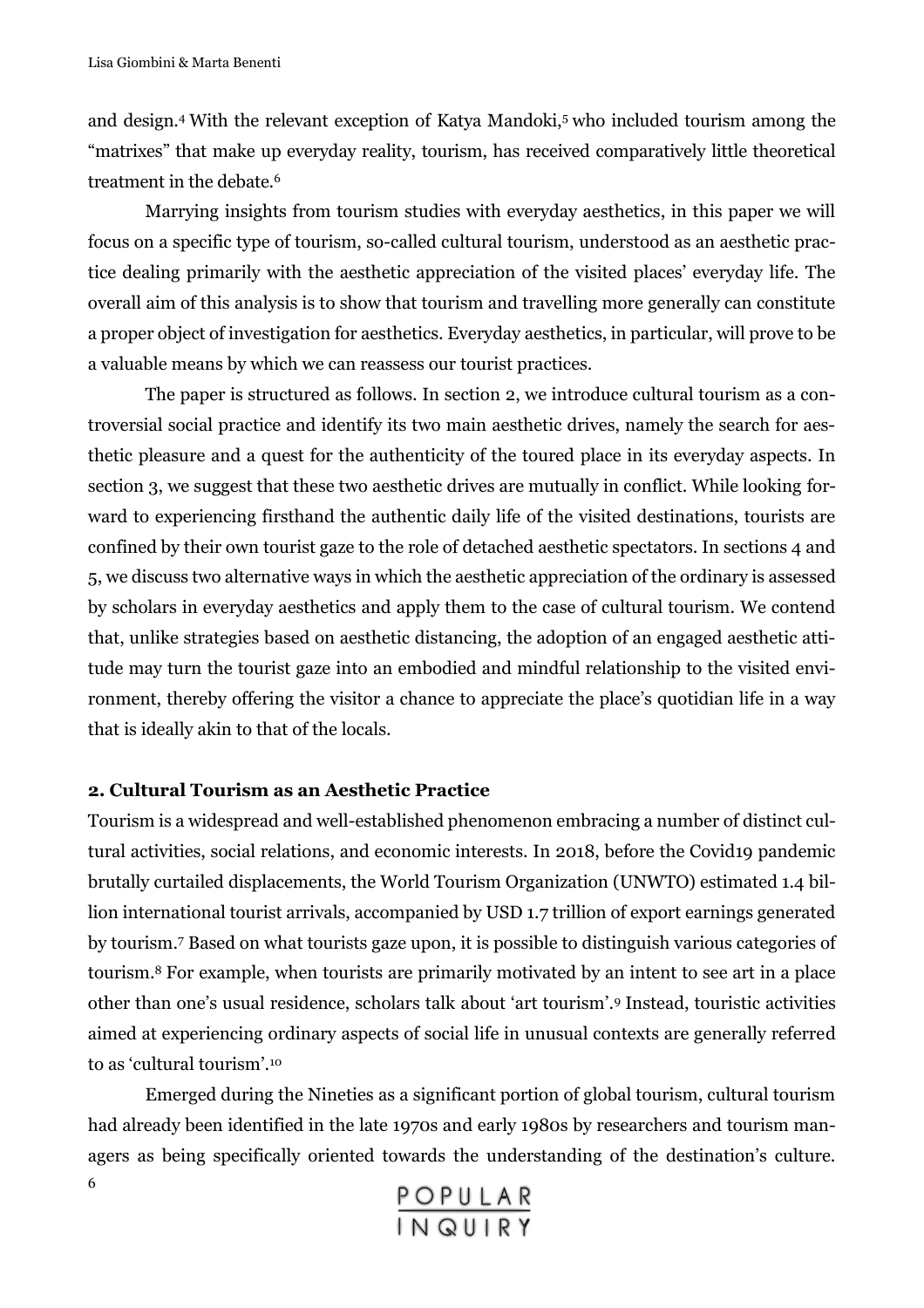and design.[4] With the relevant exception of Katya Mandoki,[5] who included tourism among the "matrixes" that make up everyday reality, tourism, has received comparatively little theoretical treatment in the debate.[6]

Marrying insights from tourism studies with everyday aesthetics, in this paper we will focus on a specific type of tourism, so-called cultural tourism, understood as an aesthetic practice dealing primarily with the aesthetic appreciation of the visited places' everyday life. The overall aim of this analysis is to show that tourism and travelling more generally can constitute a proper object of investigation for aesthetics. Everyday aesthetics, in particular, will prove to be a valuable means by which we can reassess our tourist practices.

The paper is structured as follows. In section 2, we introduce cultural tourism as a controversial social practice and identify its two main aesthetic drives, namely the search for aesthetic pleasure and a quest for the authenticity of the toured place in its everyday aspects. In section 3, we suggest that these two aesthetic drives are mutually in conflict. While looking forward to experiencing firsthand the authentic daily life of the visited destinations, tourists are confined by their own tourist gaze to the role of detached aesthetic spectators. In sections 4 and 5, we discuss two alternative ways in which the aesthetic appreciation of the ordinary is assessed by scholars in everyday aesthetics and apply them to the case of cultural tourism. We contend that, unlike strategies based on aesthetic distancing, the adoption of an engaged aesthetic attitude may turn the tourist gaze into an embodied and mindful relationship to the visited environment, thereby offering the visitor a chance to appreciate the place's quotidian life in a way that is ideally akin to that of the locals.

## 2. Cultural Tourism as an Aesthetic Practice

Tourism is a widespread and well-established phenomenon embracing a number of distinct cultural activities, social relations, and economic interests. In 2018, before the Covid19 pandemic brutally curtailed displacements, the World Tourism Organization (UNWTO) estimated 1.4 billion international tourist arrivals, accompanied by USD 1.7 trillion of export earnings generated by tourism.[7] Based on what tourists gaze upon, it is possible to distinguish various categories of tourism.[8] For example, when tourists are primarily motivated by an intent to see art in a place other than one's usual residence, scholars talk about 'art tourism'.[9] Instead, touristic activities aimed at experiencing ordinary aspects of social life in unusual contexts are generally referred to as 'cultural tourism'.[10]

Emerged during the Nineties as a significant portion of global tourism, cultural tourism had already been identified in the late 1970s and early 1980s by researchers and tourism managers as being specifically oriented towards the understanding of the destination's culture.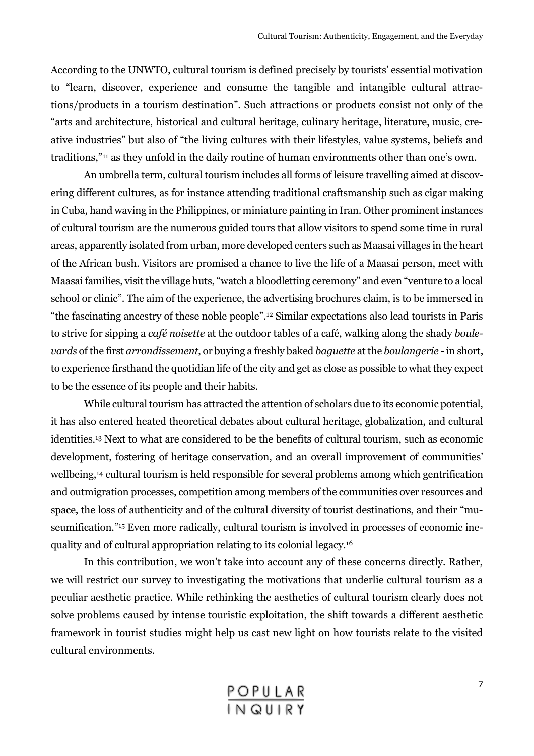According to the UNWTO, cultural tourism is defined precisely by tourists' essential motivation to "learn, discover, experience and consume the tangible and intangible cultural attractions/products in a tourism destination". Such attractions or products consist not only of the "arts and architecture, historical and cultural heritage, culinary heritage, literature, music, creative industries" but also of "the living cultures with their lifestyles, value systems, beliefs and traditions,"[11] as they unfold in the daily routine of human environments other than one's own.

An umbrella term, cultural tourism includes all forms of leisure travelling aimed at discovering different cultures, as for instance attending traditional craftsmanship such as cigar making in Cuba, hand waving in the Philippines, or miniature painting in Iran. Other prominent instances of cultural tourism are the numerous guided tours that allow visitors to spend some time in rural areas, apparently isolated from urban, more developed centers such as Maasai villages in the heart of the African bush. Visitors are promised a chance to live the life of a Maasai person, meet with Maasai families, visit the village huts, "watch a bloodletting ceremony" and even "venture to a local school or clinic". The aim of the experience, the advertising brochures claim, is to be immersed in "the fascinating ancestry of these noble people".[12] Similar expectations also lead tourists in Paris to strive for sipping a *café noisette* at the outdoor tables of a café, walking along the shady *boulevards* of the first *arrondissement*, or buying a freshly baked *baguette* at the *boulangerie* - in short, to experience firsthand the quotidian life of the city and get as close as possible to what they expect to be the essence of its people and their habits.

While cultural tourism has attracted the attention of scholars due to its economic potential, it has also entered heated theoretical debates about cultural heritage, globalization, and cultural identities.[13] Next to what are considered to be the benefits of cultural tourism, such as economic development, fostering of heritage conservation, and an overall improvement of communities' wellbeing,[14] cultural tourism is held responsible for several problems among which gentrification and outmigration processes, competition among members of the communities over resources and space, the loss of authenticity and of the cultural diversity of tourist destinations, and their "museumification."[15] Even more radically, cultural tourism is involved in processes of economic inequality and of cultural appropriation relating to its colonial legacy.[16]

In this contribution, we won't take into account any of these concerns directly. Rather, we will restrict our survey to investigating the motivations that underlie cultural tourism as a peculiar aesthetic practice. While rethinking the aesthetics of cultural tourism clearly does not solve problems caused by intense touristic exploitation, the shift towards a different aesthetic framework in tourist studies might help us cast new light on how tourists relate to the visited cultural environments.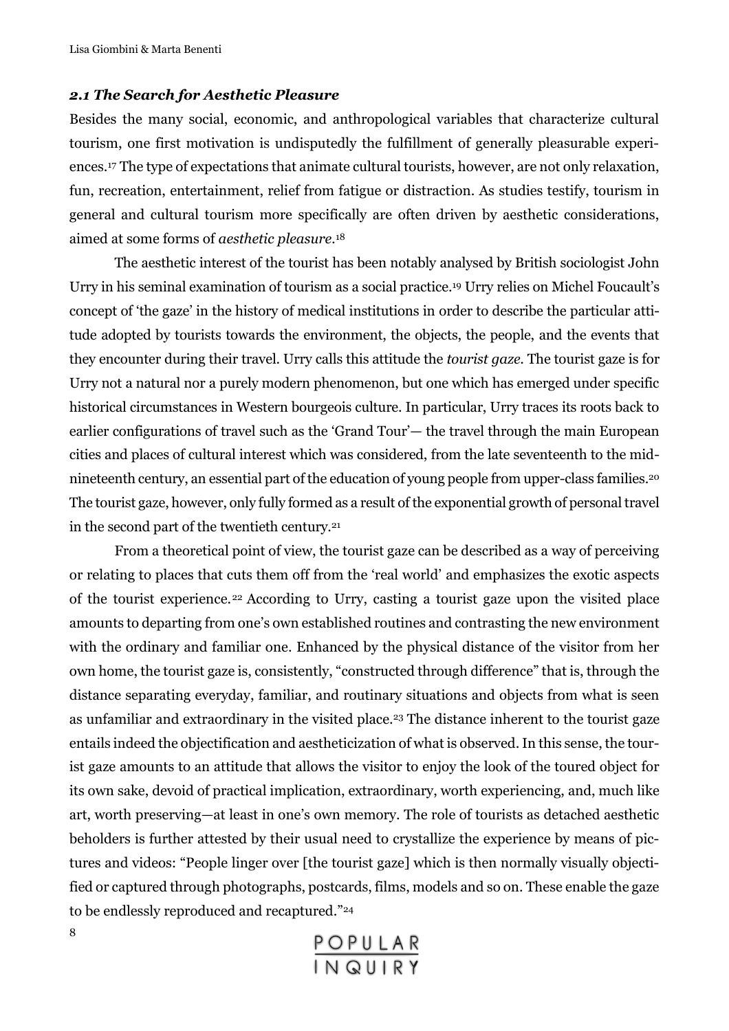### *2.1 The Search for Aesthetic Pleasure*

Besides the many social, economic, and anthropological variables that characterize cultural tourism, one first motivation is undisputedly the fulfillment of generally pleasurable experiences.[17] The type of expectations that animate cultural tourists, however, are not only relaxation, fun, recreation, entertainment, relief from fatigue or distraction. As studies testify, tourism in general and cultural tourism more specifically are often driven by aesthetic considerations, aimed at some forms of *aesthetic pleasure*.[18]

The aesthetic interest of the tourist has been notably analysed by British sociologist John Urry in his seminal examination of tourism as a social practice.[19] Urry relies on Michel Foucault's concept of 'the gaze' in the history of medical institutions in order to describe the particular attitude adopted by tourists towards the environment, the objects, the people, and the events that they encounter during their travel. Urry calls this attitude the *tourist gaze*. The tourist gaze is for Urry not a natural nor a purely modern phenomenon, but one which has emerged under specific historical circumstances in Western bourgeois culture. In particular, Urry traces its roots back to earlier configurations of travel such as the 'Grand Tour'— the travel through the main European cities and places of cultural interest which was considered, from the late seventeenth to the mid-nineteenth century, an essential part of the education of young people from upper-class families.[20] The tourist gaze, however, only fully formed as a result of the exponential growth of personal travel in the second part of the twentieth century.[21]

From a theoretical point of view, the tourist gaze can be described as a way of perceiving or relating to places that cuts them off from the 'real world' and emphasizes the exotic aspects of the tourist experience.[22] According to Urry, casting a tourist gaze upon the visited place amounts to departing from one's own established routines and contrasting the new environment with the ordinary and familiar one. Enhanced by the physical distance of the visitor from her own home, the tourist gaze is, consistently, "constructed through difference" that is, through the distance separating everyday, familiar, and routinary situations and objects from what is seen as unfamiliar and extraordinary in the visited place.[23] The distance inherent to the tourist gaze entails indeed the objectification and aestheticization of what is observed. In this sense, the tourist gaze amounts to an attitude that allows the visitor to enjoy the look of the toured object for its own sake, devoid of practical implication, extraordinary, worth experiencing, and, much like art, worth preserving—at least in one's own memory. The role of tourists as detached aesthetic beholders is further attested by their usual need to crystallize the experience by means of pictures and videos: "People linger over [the tourist gaze] which is then normally visually objectified or captured through photographs, postcards, films, models and so on. These enable the gaze to be endlessly reproduced and recaptured."[24]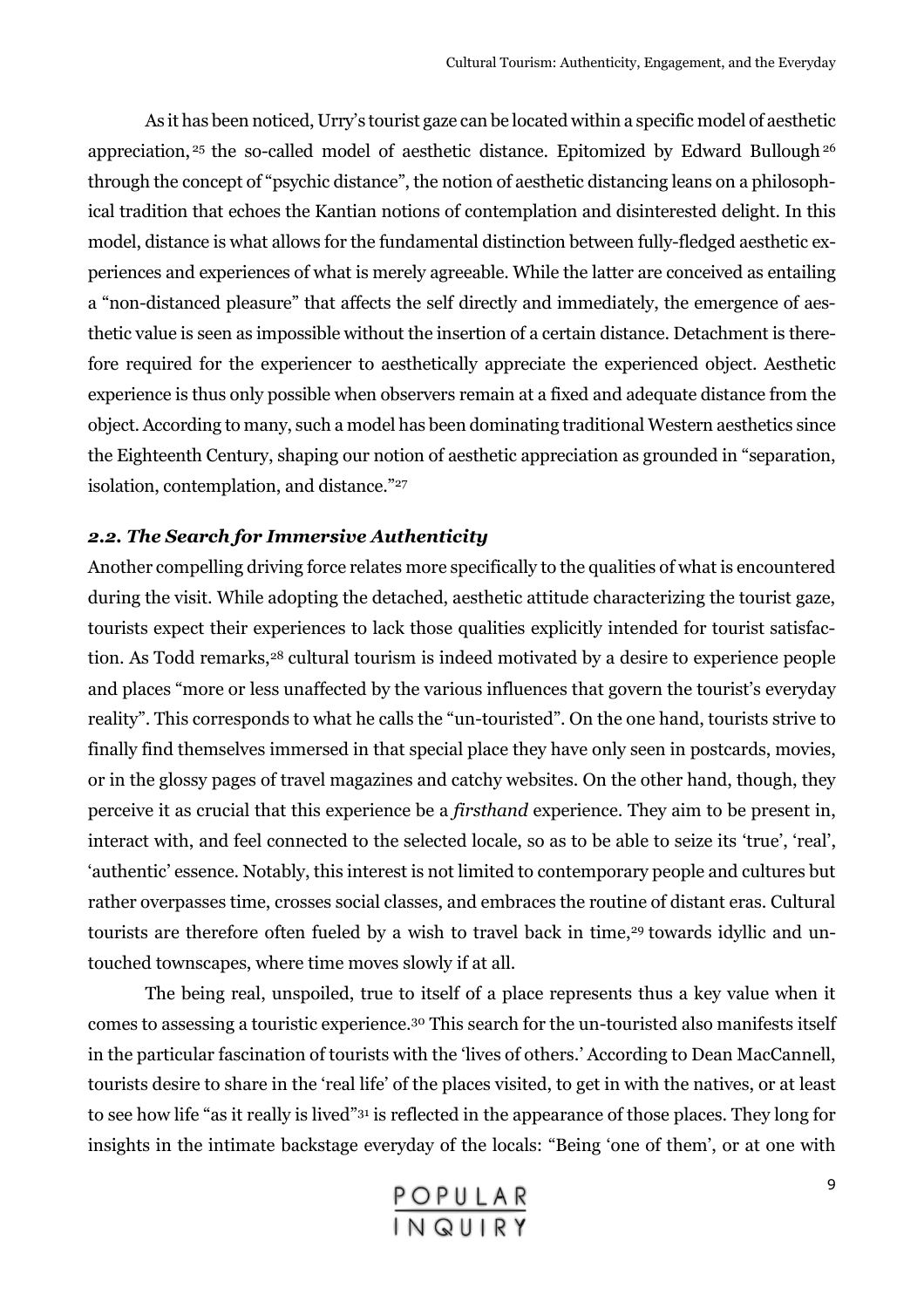As it has been noticed, Urry's tourist gaze can be located within a specific model of aesthetic appreciation,[25] the so-called model of aesthetic distance. Epitomized by Edward Bullough[26] through the concept of "psychic distance", the notion of aesthetic distancing leans on a philosophical tradition that echoes the Kantian notions of contemplation and disinterested delight. In this model, distance is what allows for the fundamental distinction between fully-fledged aesthetic experiences and experiences of what is merely agreeable. While the latter are conceived as entailing a "non-distanced pleasure" that affects the self directly and immediately, the emergence of aesthetic value is seen as impossible without the insertion of a certain distance. Detachment is therefore required for the experiencer to aesthetically appreciate the experienced object. Aesthetic experience is thus only possible when observers remain at a fixed and adequate distance from the object. According to many, such a model has been dominating traditional Western aesthetics since the Eighteenth Century, shaping our notion of aesthetic appreciation as grounded in "separation, isolation, contemplation, and distance."[27]

### *2.2. The Search for Immersive Authenticity*

Another compelling driving force relates more specifically to the qualities of what is encountered during the visit. While adopting the detached, aesthetic attitude characterizing the tourist gaze, tourists expect their experiences to lack those qualities explicitly intended for tourist satisfaction. As Todd remarks,[28] cultural tourism is indeed motivated by a desire to experience people and places "more or less unaffected by the various influences that govern the tourist's everyday reality". This corresponds to what he calls the "un-touristed". On the one hand, tourists strive to finally find themselves immersed in that special place they have only seen in postcards, movies, or in the glossy pages of travel magazines and catchy websites. On the other hand, though, they perceive it as crucial that this experience be a *firsthand* experience. They aim to be present in, interact with, and feel connected to the selected locale, so as to be able to seize its 'true', 'real', 'authentic' essence. Notably, this interest is not limited to contemporary people and cultures but rather overpasses time, crosses social classes, and embraces the routine of distant eras. Cultural tourists are therefore often fueled by a wish to travel back in time,[29] towards idyllic and untouched townscapes, where time moves slowly if at all.

The being real, unspoiled, true to itself of a place represents thus a key value when it comes to assessing a touristic experience.[30] This search for the un-touristed also manifests itself in the particular fascination of tourists with the 'lives of others.' According to Dean MacCannell, tourists desire to share in the 'real life' of the places visited, to get in with the natives, or at least to see how life "as it really is lived"[31] is reflected in the appearance of those places. They long for insights in the intimate backstage everyday of the locals: "Being 'one of them', or at one with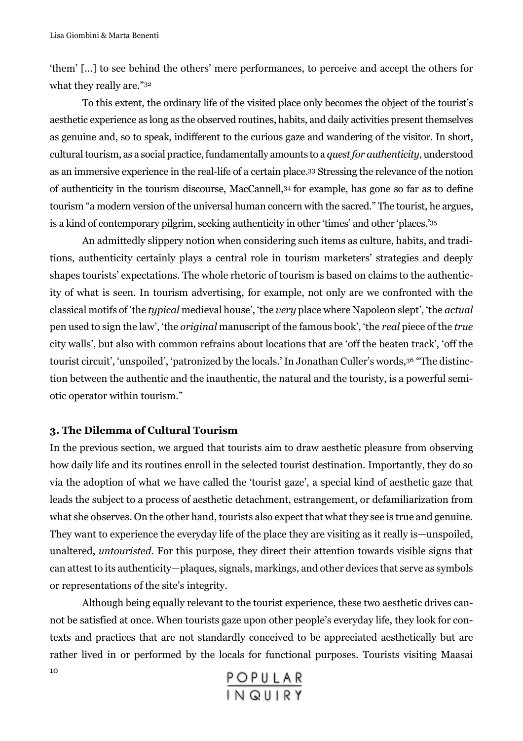'them' [...] to see behind the others' mere performances, to perceive and accept the others for what they really are."[32]

To this extent, the ordinary life of the visited place only becomes the object of the tourist's aesthetic experience as long as the observed routines, habits, and daily activities present themselves as genuine and, so to speak, indifferent to the curious gaze and wandering of the visitor. In short, cultural tourism, as a social practice, fundamentally amounts to a *quest for authenticity*, understood as an immersive experience in the real-life of a certain place.[33] Stressing the relevance of the notion of authenticity in the tourism discourse, MacCannell,[34] for example, has gone so far as to define tourism "a modern version of the universal human concern with the sacred." The tourist, he argues, is a kind of contemporary pilgrim, seeking authenticity in other 'times' and other 'places.'[35]

An admittedly slippery notion when considering such items as culture, habits, and traditions, authenticity certainly plays a central role in tourism marketers' strategies and deeply shapes tourists' expectations. The whole rhetoric of tourism is based on claims to the authenticity of what is seen. In tourism advertising, for example, not only are we confronted with the classical motifs of 'the *typical* medieval house', 'the *very* place where Napoleon slept', 'the *actual* pen used to sign the law', 'the *original* manuscript of the famous book', 'the *real* piece of the *true* city walls', but also with common refrains about locations that are 'off the beaten track', 'off the tourist circuit', 'unspoiled', 'patronized by the locals.' In Jonathan Culler's words,[36] "The distinction between the authentic and the inauthentic, the natural and the touristy, is a powerful semiotic operator within tourism."

## 3. The Dilemma of Cultural Tourism

In the previous section, we argued that tourists aim to draw aesthetic pleasure from observing how daily life and its routines enroll in the selected tourist destination. Importantly, they do so via the adoption of what we have called the 'tourist gaze', a special kind of aesthetic gaze that leads the subject to a process of aesthetic detachment, estrangement, or defamiliarization from what she observes. On the other hand, tourists also expect that what they see is true and genuine. They want to experience the everyday life of the place they are visiting as it really is—unspoiled, unaltered, *untouristed*. For this purpose, they direct their attention towards visible signs that can attest to its authenticity—plaques, signals, markings, and other devices that serve as symbols or representations of the site's integrity.

Although being equally relevant to the tourist experience, these two aesthetic drives cannot be satisfied at once. When tourists gaze upon other people's everyday life, they look for contexts and practices that are not standardly conceived to be appreciated aesthetically but are rather lived in or performed by the locals for functional purposes. Tourists visiting Maasai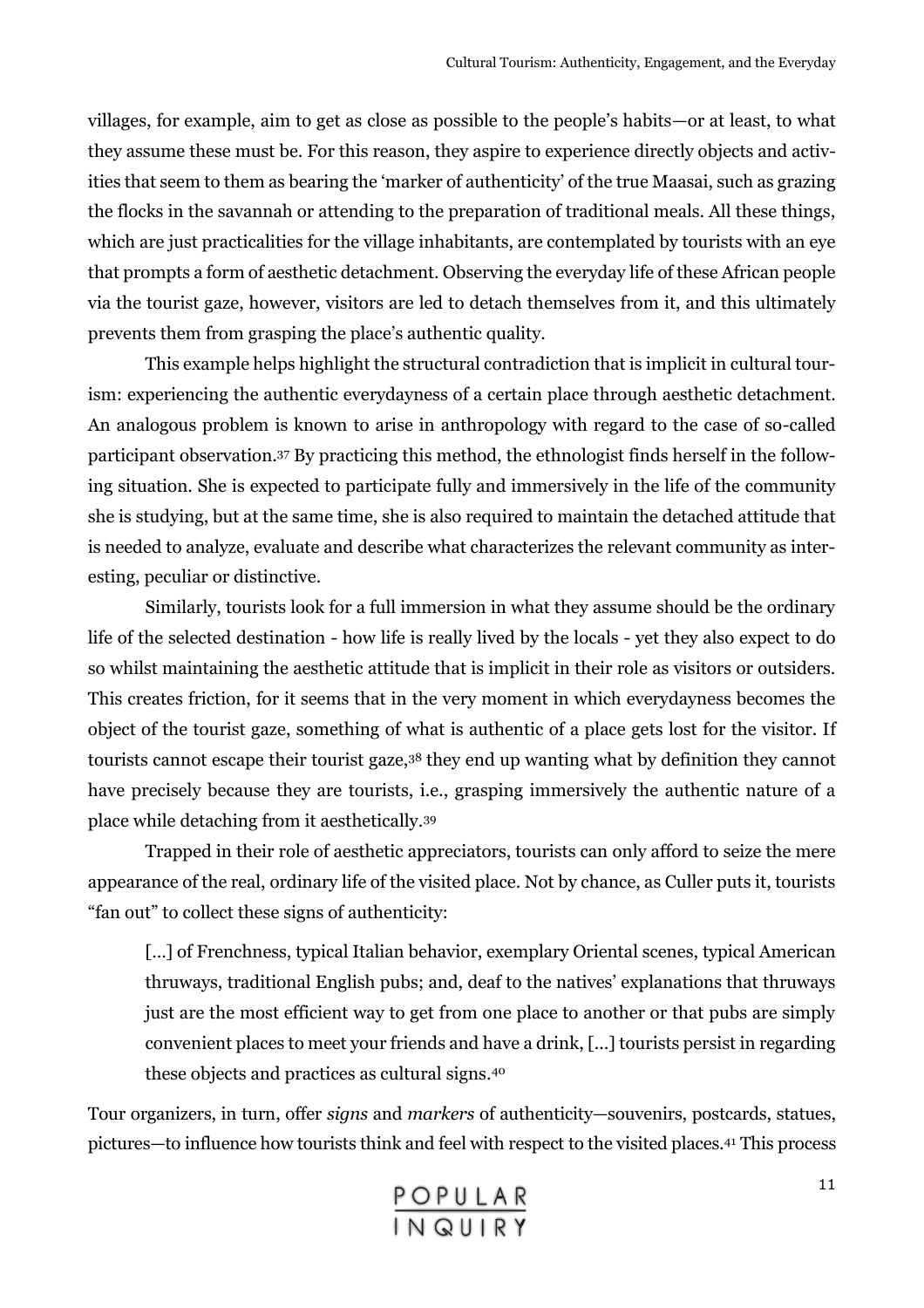villages, for example, aim to get as close as possible to the people's habits—or at least, to what they assume these must be. For this reason, they aspire to experience directly objects and activities that seem to them as bearing the 'marker of authenticity' of the true Maasai, such as grazing the flocks in the savannah or attending to the preparation of traditional meals. All these things, which are just practicalities for the village inhabitants, are contemplated by tourists with an eye that prompts a form of aesthetic detachment. Observing the everyday life of these African people via the tourist gaze, however, visitors are led to detach themselves from it, and this ultimately prevents them from grasping the place's authentic quality.

This example helps highlight the structural contradiction that is implicit in cultural tourism: experiencing the authentic everydayness of a certain place through aesthetic detachment. An analogous problem is known to arise in anthropology with regard to the case of so-called participant observation.[37] By practicing this method, the ethnologist finds herself in the following situation. She is expected to participate fully and immersively in the life of the community she is studying, but at the same time, she is also required to maintain the detached attitude that is needed to analyze, evaluate and describe what characterizes the relevant community as interesting, peculiar or distinctive.

Similarly, tourists look for a full immersion in what they assume should be the ordinary life of the selected destination - how life is really lived by the locals - yet they also expect to do so whilst maintaining the aesthetic attitude that is implicit in their role as visitors or outsiders. This creates friction, for it seems that in the very moment in which everydayness becomes the object of the tourist gaze, something of what is authentic of a place gets lost for the visitor. If tourists cannot escape their tourist gaze,[38] they end up wanting what by definition they cannot have precisely because they are tourists, i.e., grasping immersively the authentic nature of a place while detaching from it aesthetically.[39]

Trapped in their role of aesthetic appreciators, tourists can only afford to seize the mere appearance of the real, ordinary life of the visited place. Not by chance, as Culler puts it, tourists "fan out" to collect these signs of authenticity:

> [...] of Frenchness, typical Italian behavior, exemplary Oriental scenes, typical American thruways, traditional English pubs; and, deaf to the natives' explanations that thruways just are the most efficient way to get from one place to another or that pubs are simply convenient places to meet your friends and have a drink, [...] tourists persist in regarding these objects and practices as cultural signs.[40]

Tour organizers, in turn, offer *signs* and *markers* of authenticity—souvenirs, postcards, statues, pictures—to influence how tourists think and feel with respect to the visited places.[41] This process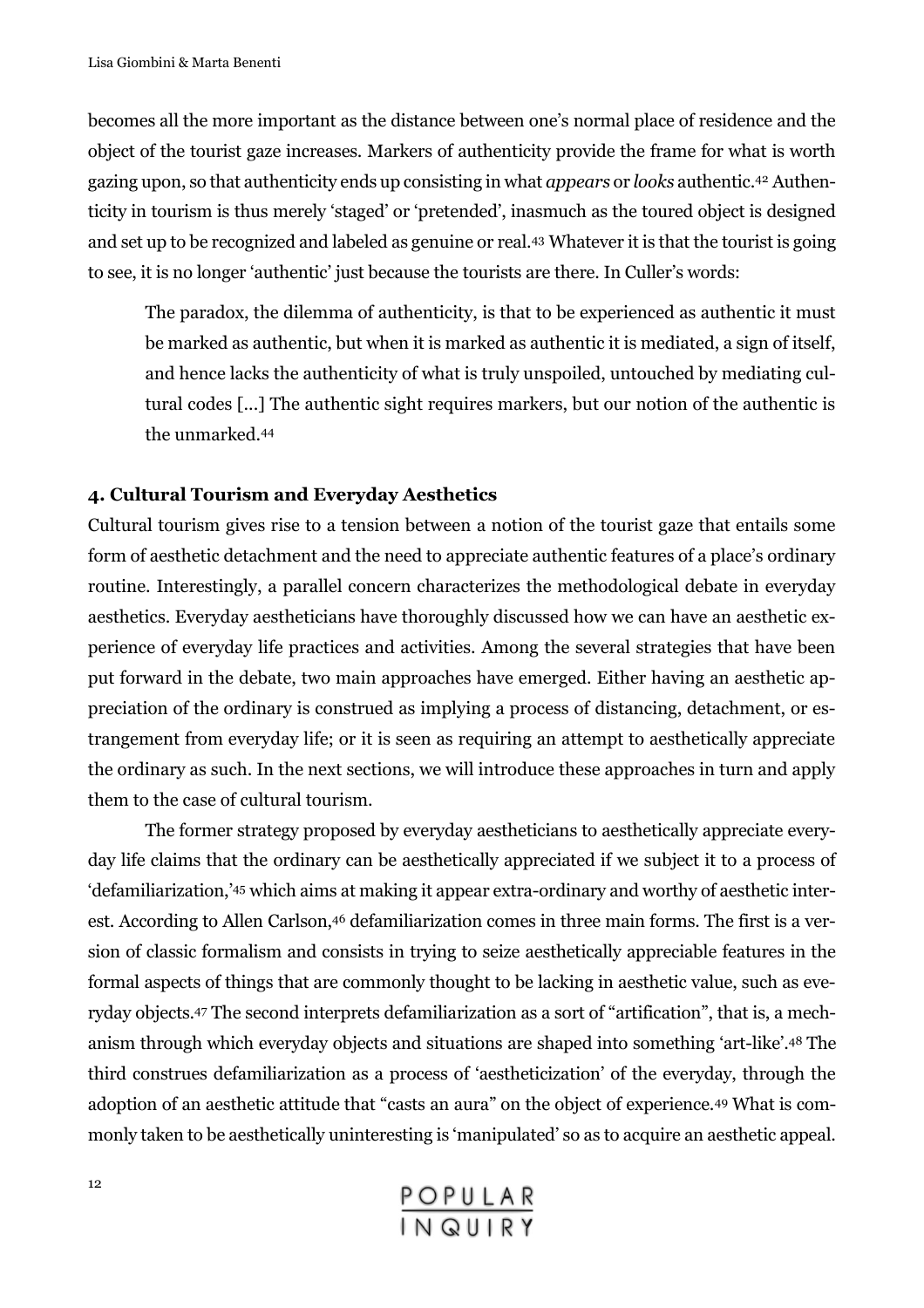becomes all the more important as the distance between one's normal place of residence and the object of the tourist gaze increases. Markers of authenticity provide the frame for what is worth gazing upon, so that authenticity ends up consisting in what *appears* or *looks* authentic.[42] Authenticity in tourism is thus merely 'staged' or 'pretended', inasmuch as the toured object is designed and set up to be recognized and labeled as genuine or real.[43] Whatever it is that the tourist is going to see, it is no longer 'authentic' just because the tourists are there. In Culler's words:

> The paradox, the dilemma of authenticity, is that to be experienced as authentic it must be marked as authentic, but when it is marked as authentic it is mediated, a sign of itself, and hence lacks the authenticity of what is truly unspoiled, untouched by mediating cultural codes [...] The authentic sight requires markers, but our notion of the authentic is the unmarked.[44]

## 4. Cultural Tourism and Everyday Aesthetics

Cultural tourism gives rise to a tension between a notion of the tourist gaze that entails some form of aesthetic detachment and the need to appreciate authentic features of a place's ordinary routine. Interestingly, a parallel concern characterizes the methodological debate in everyday aesthetics. Everyday aestheticians have thoroughly discussed how we can have an aesthetic experience of everyday life practices and activities. Among the several strategies that have been put forward in the debate, two main approaches have emerged. Either having an aesthetic appreciation of the ordinary is construed as implying a process of distancing, detachment, or estrangement from everyday life; or it is seen as requiring an attempt to aesthetically appreciate the ordinary as such. In the next sections, we will introduce these approaches in turn and apply them to the case of cultural tourism.

The former strategy proposed by everyday aestheticians to aesthetically appreciate everyday life claims that the ordinary can be aesthetically appreciated if we subject it to a process of 'defamiliarization,'[45] which aims at making it appear extra-ordinary and worthy of aesthetic interest. According to Allen Carlson,[46] defamiliarization comes in three main forms. The first is a version of classic formalism and consists in trying to seize aesthetically appreciable features in the formal aspects of things that are commonly thought to be lacking in aesthetic value, such as everyday objects.[47] The second interprets defamiliarization as a sort of "artification", that is, a mechanism through which everyday objects and situations are shaped into something 'art-like'.[48] The third construes defamiliarization as a process of 'aestheticization' of the everyday, through the adoption of an aesthetic attitude that "casts an aura" on the object of experience.[49] What is commonly taken to be aesthetically uninteresting is 'manipulated' so as to acquire an aesthetic appeal.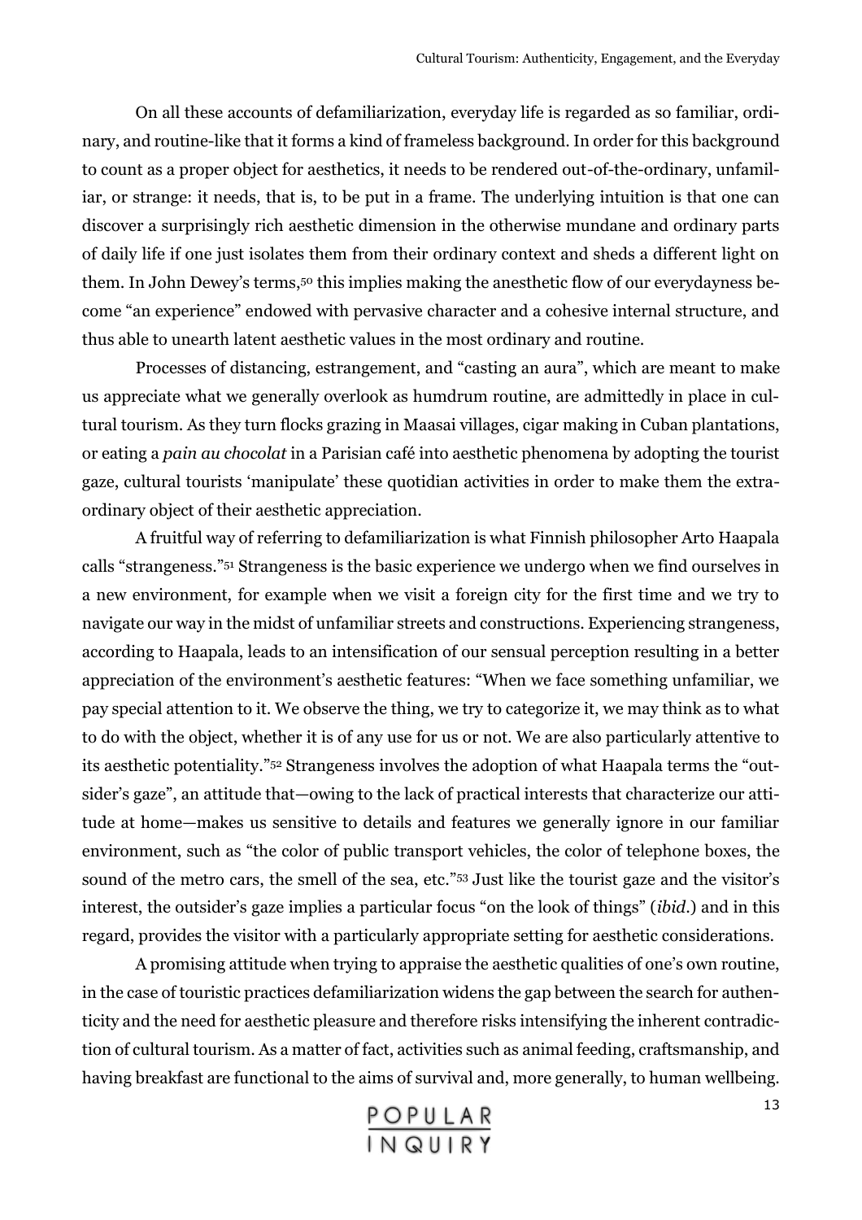On all these accounts of defamiliarization, everyday life is regarded as so familiar, ordinary, and routine-like that it forms a kind of frameless background. In order for this background to count as a proper object for aesthetics, it needs to be rendered out-of-the-ordinary, unfamiliar, or strange: it needs, that is, to be put in a frame. The underlying intuition is that one can discover a surprisingly rich aesthetic dimension in the otherwise mundane and ordinary parts of daily life if one just isolates them from their ordinary context and sheds a different light on them. In John Dewey's terms,[50] this implies making the anesthetic flow of our everydayness become "an experience" endowed with pervasive character and a cohesive internal structure, and thus able to unearth latent aesthetic values in the most ordinary and routine.

Processes of distancing, estrangement, and "casting an aura", which are meant to make us appreciate what we generally overlook as humdrum routine, are admittedly in place in cultural tourism. As they turn flocks grazing in Maasai villages, cigar making in Cuban plantations, or eating a *pain au chocolat* in a Parisian café into aesthetic phenomena by adopting the tourist gaze, cultural tourists 'manipulate' these quotidian activities in order to make them the extraordinary object of their aesthetic appreciation.

A fruitful way of referring to defamiliarization is what Finnish philosopher Arto Haapala calls "strangeness."[51] Strangeness is the basic experience we undergo when we find ourselves in a new environment, for example when we visit a foreign city for the first time and we try to navigate our way in the midst of unfamiliar streets and constructions. Experiencing strangeness, according to Haapala, leads to an intensification of our sensual perception resulting in a better appreciation of the environment's aesthetic features: "When we face something unfamiliar, we pay special attention to it. We observe the thing, we try to categorize it, we may think as to what to do with the object, whether it is of any use for us or not. We are also particularly attentive to its aesthetic potentiality."[52] Strangeness involves the adoption of what Haapala terms the "outsider's gaze", an attitude that—owing to the lack of practical interests that characterize our attitude at home—makes us sensitive to details and features we generally ignore in our familiar environment, such as "the color of public transport vehicles, the color of telephone boxes, the sound of the metro cars, the smell of the sea, etc."[53] Just like the tourist gaze and the visitor's interest, the outsider's gaze implies a particular focus "on the look of things" (*ibid.*) and in this regard, provides the visitor with a particularly appropriate setting for aesthetic considerations.

A promising attitude when trying to appraise the aesthetic qualities of one's own routine, in the case of touristic practices defamiliarization widens the gap between the search for authenticity and the need for aesthetic pleasure and therefore risks intensifying the inherent contradiction of cultural tourism. As a matter of fact, activities such as animal feeding, craftsmanship, and having breakfast are functional to the aims of survival and, more generally, to human wellbeing.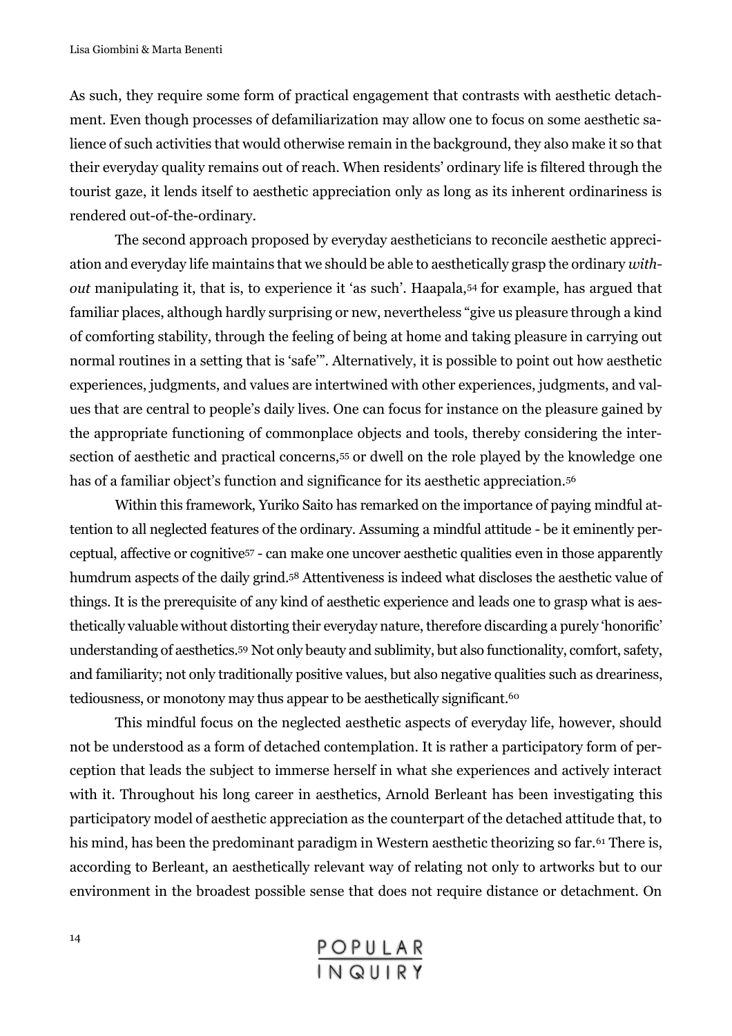As such, they require some form of practical engagement that contrasts with aesthetic detachment. Even though processes of defamiliarization may allow one to focus on some aesthetic salience of such activities that would otherwise remain in the background, they also make it so that their everyday quality remains out of reach. When residents' ordinary life is filtered through the tourist gaze, it lends itself to aesthetic appreciation only as long as its inherent ordinariness is rendered out-of-the-ordinary.

The second approach proposed by everyday aestheticians to reconcile aesthetic appreciation and everyday life maintains that we should be able to aesthetically grasp the ordinary *without* manipulating it, that is, to experience it 'as such'. Haapala,[54] for example, has argued that familiar places, although hardly surprising or new, nevertheless "give us pleasure through a kind of comforting stability, through the feeling of being at home and taking pleasure in carrying out normal routines in a setting that is 'safe'". Alternatively, it is possible to point out how aesthetic experiences, judgments, and values are intertwined with other experiences, judgments, and values that are central to people's daily lives. One can focus for instance on the pleasure gained by the appropriate functioning of commonplace objects and tools, thereby considering the intersection of aesthetic and practical concerns,[55] or dwell on the role played by the knowledge one has of a familiar object's function and significance for its aesthetic appreciation.[56]

Within this framework, Yuriko Saito has remarked on the importance of paying mindful attention to all neglected features of the ordinary. Assuming a mindful attitude - be it eminently perceptual, affective or cognitive[57] - can make one uncover aesthetic qualities even in those apparently humdrum aspects of the daily grind.[58] Attentiveness is indeed what discloses the aesthetic value of things. It is the prerequisite of any kind of aesthetic experience and leads one to grasp what is aesthetically valuable without distorting their everyday nature, therefore discarding a purely 'honorific' understanding of aesthetics.[59] Not only beauty and sublimity, but also functionality, comfort, safety, and familiarity; not only traditionally positive values, but also negative qualities such as dreariness, tediousness, or monotony may thus appear to be aesthetically significant.[60]

This mindful focus on the neglected aesthetic aspects of everyday life, however, should not be understood as a form of detached contemplation. It is rather a participatory form of perception that leads the subject to immerse herself in what she experiences and actively interact with it. Throughout his long career in aesthetics, Arnold Berleant has been investigating this participatory model of aesthetic appreciation as the counterpart of the detached attitude that, to his mind, has been the predominant paradigm in Western aesthetic theorizing so far.[61] There is, according to Berleant, an aesthetically relevant way of relating not only to artworks but to our environment in the broadest possible sense that does not require distance or detachment. On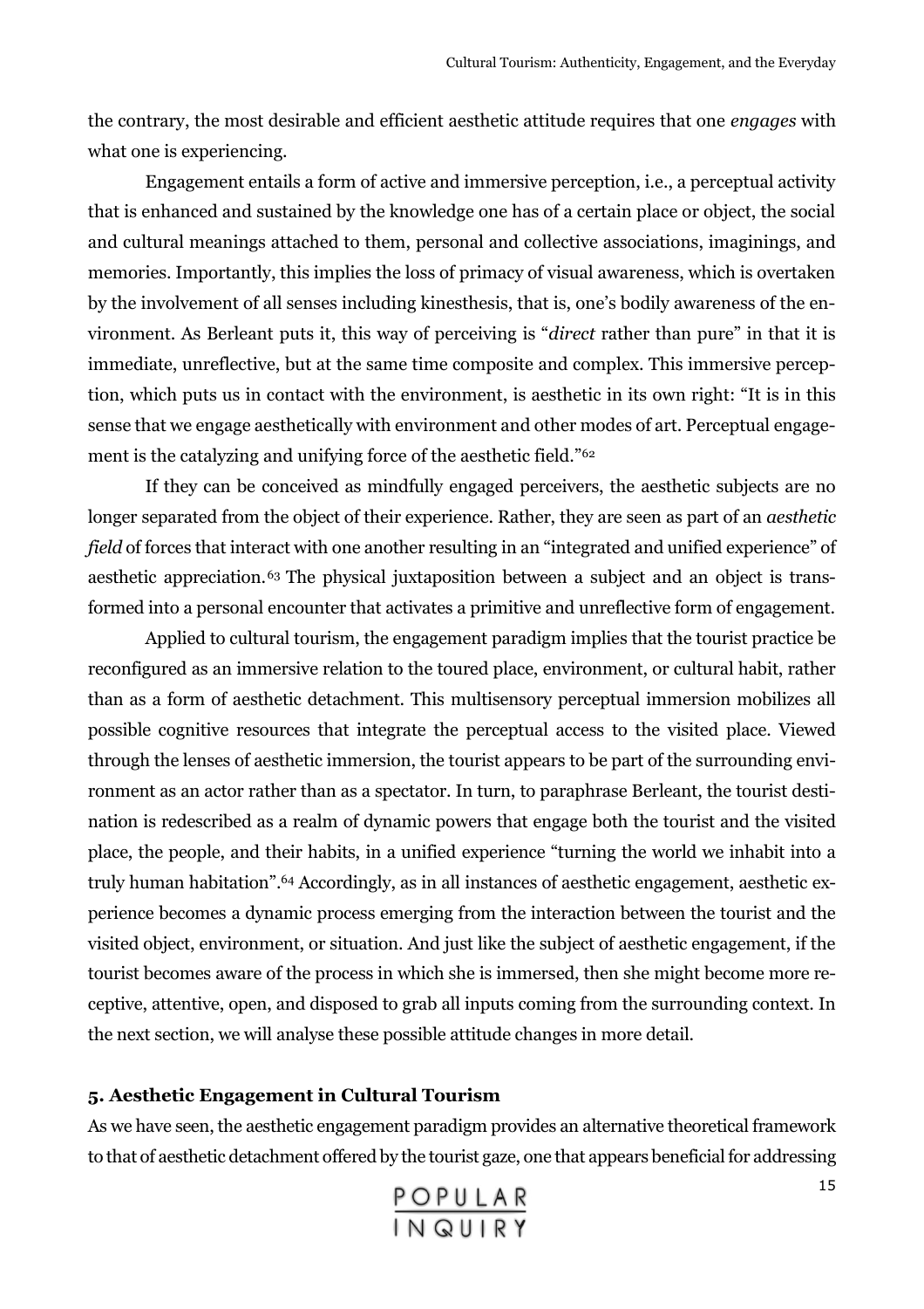the contrary, the most desirable and efficient aesthetic attitude requires that one *engages* with what one is experiencing.

Engagement entails a form of active and immersive perception, i.e., a perceptual activity that is enhanced and sustained by the knowledge one has of a certain place or object, the social and cultural meanings attached to them, personal and collective associations, imaginings, and memories. Importantly, this implies the loss of primacy of visual awareness, which is overtaken by the involvement of all senses including kinesthesis, that is, one's bodily awareness of the environment. As Berleant puts it, this way of perceiving is "*direct* rather than pure" in that it is immediate, unreflective, but at the same time composite and complex. This immersive perception, which puts us in contact with the environment, is aesthetic in its own right: "It is in this sense that we engage aesthetically with environment and other modes of art. Perceptual engagement is the catalyzing and unifying force of the aesthetic field."[62]

If they can be conceived as mindfully engaged perceivers, the aesthetic subjects are no longer separated from the object of their experience. Rather, they are seen as part of an *aesthetic field* of forces that interact with one another resulting in an "integrated and unified experience" of aesthetic appreciation.[63] The physical juxtaposition between a subject and an object is transformed into a personal encounter that activates a primitive and unreflective form of engagement.

Applied to cultural tourism, the engagement paradigm implies that the tourist practice be reconfigured as an immersive relation to the toured place, environment, or cultural habit, rather than as a form of aesthetic detachment. This multisensory perceptual immersion mobilizes all possible cognitive resources that integrate the perceptual access to the visited place. Viewed through the lenses of aesthetic immersion, the tourist appears to be part of the surrounding environment as an actor rather than as a spectator. In turn, to paraphrase Berleant, the tourist destination is redescribed as a realm of dynamic powers that engage both the tourist and the visited place, the people, and their habits, in a unified experience "turning the world we inhabit into a truly human habitation".[64] Accordingly, as in all instances of aesthetic engagement, aesthetic experience becomes a dynamic process emerging from the interaction between the tourist and the visited object, environment, or situation. And just like the subject of aesthetic engagement, if the tourist becomes aware of the process in which she is immersed, then she might become more receptive, attentive, open, and disposed to grab all inputs coming from the surrounding context. In the next section, we will analyse these possible attitude changes in more detail.

## 5. Aesthetic Engagement in Cultural Tourism

As we have seen, the aesthetic engagement paradigm provides an alternative theoretical framework to that of aesthetic detachment offered by the tourist gaze, one that appears beneficial for addressing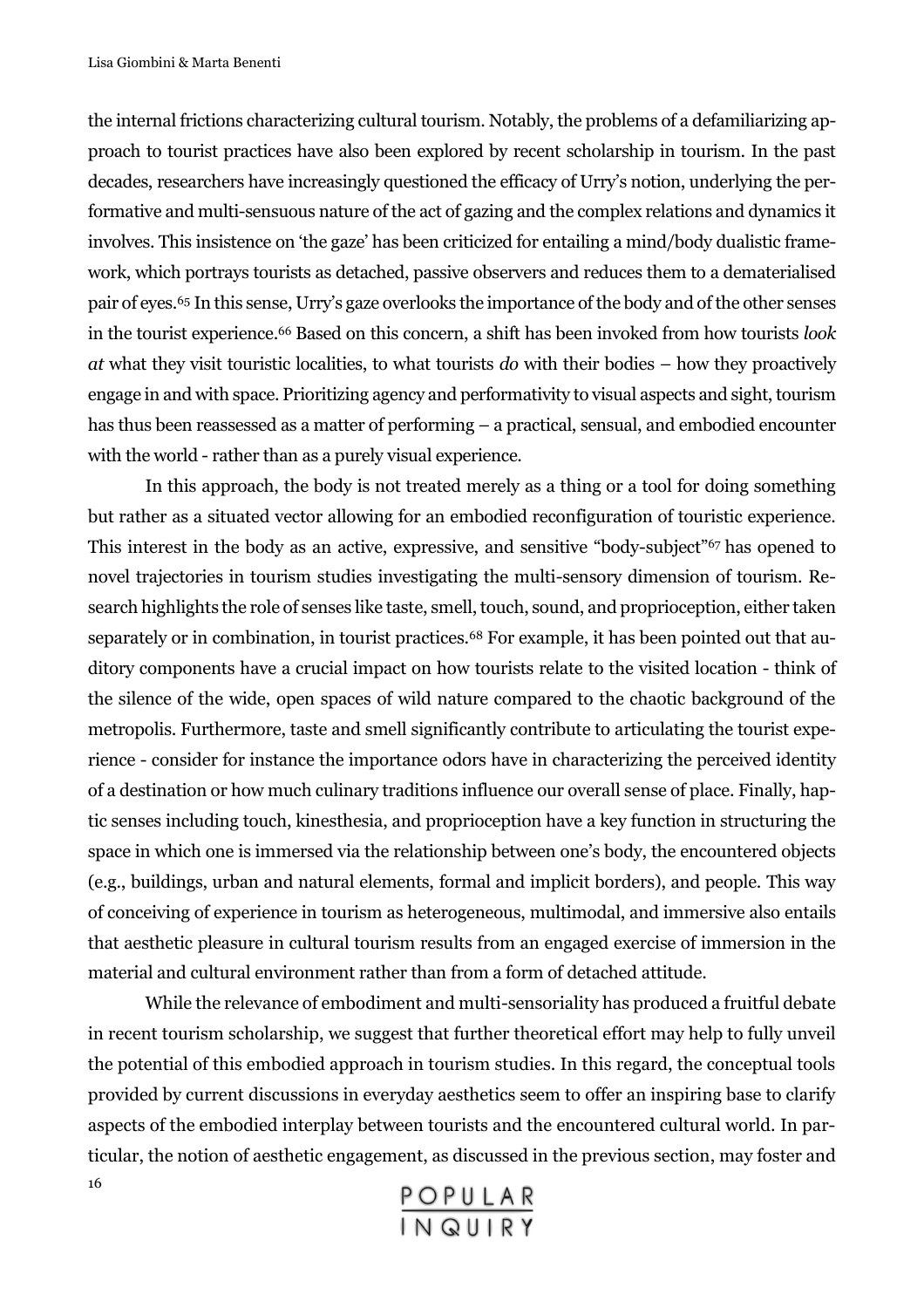the internal frictions characterizing cultural tourism. Notably, the problems of a defamiliarizing approach to tourist practices have also been explored by recent scholarship in tourism. In the past decades, researchers have increasingly questioned the efficacy of Urry's notion, underlying the performative and multi-sensuous nature of the act of gazing and the complex relations and dynamics it involves. This insistence on 'the gaze' has been criticized for entailing a mind/body dualistic framework, which portrays tourists as detached, passive observers and reduces them to a dematerialised pair of eyes.[65] In this sense, Urry's gaze overlooks the importance of the body and of the other senses in the tourist experience.[66] Based on this concern, a shift has been invoked from how tourists *look at* what they visit touristic localities, to what tourists *do* with their bodies – how they proactively engage in and with space. Prioritizing agency and performativity to visual aspects and sight, tourism has thus been reassessed as a matter of performing – a practical, sensual, and embodied encounter with the world - rather than as a purely visual experience.

In this approach, the body is not treated merely as a thing or a tool for doing something but rather as a situated vector allowing for an embodied reconfiguration of touristic experience. This interest in the body as an active, expressive, and sensitive "body-subject"[67] has opened to novel trajectories in tourism studies investigating the multi-sensory dimension of tourism. Research highlights the role of senses like taste, smell, touch, sound, and proprioception, either taken separately or in combination, in tourist practices.[68] For example, it has been pointed out that auditory components have a crucial impact on how tourists relate to the visited location - think of the silence of the wide, open spaces of wild nature compared to the chaotic background of the metropolis. Furthermore, taste and smell significantly contribute to articulating the tourist experience - consider for instance the importance odors have in characterizing the perceived identity of a destination or how much culinary traditions influence our overall sense of place. Finally, haptic senses including touch, kinesthesia, and proprioception have a key function in structuring the space in which one is immersed via the relationship between one's body, the encountered objects (e.g., buildings, urban and natural elements, formal and implicit borders), and people. This way of conceiving of experience in tourism as heterogeneous, multimodal, and immersive also entails that aesthetic pleasure in cultural tourism results from an engaged exercise of immersion in the material and cultural environment rather than from a form of detached attitude.

While the relevance of embodiment and multi-sensoriality has produced a fruitful debate in recent tourism scholarship, we suggest that further theoretical effort may help to fully unveil the potential of this embodied approach in tourism studies. In this regard, the conceptual tools provided by current discussions in everyday aesthetics seem to offer an inspiring base to clarify aspects of the embodied interplay between tourists and the encountered cultural world. In particular, the notion of aesthetic engagement, as discussed in the previous section, may foster and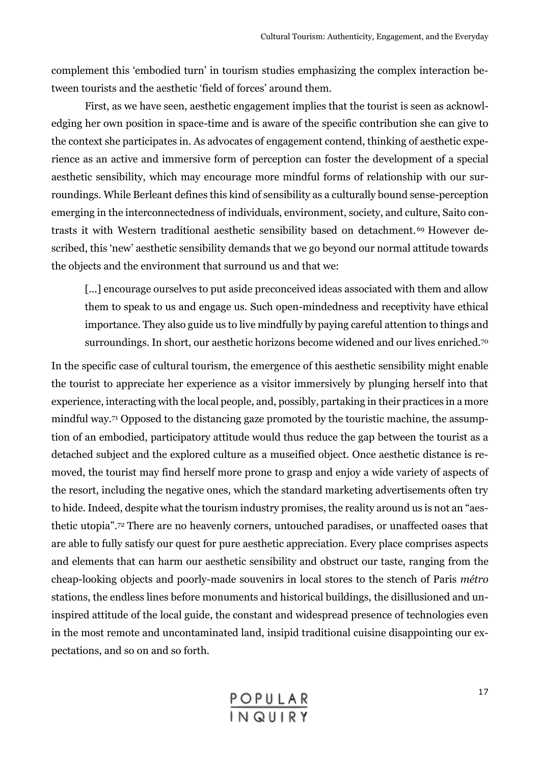complement this 'embodied turn' in tourism studies emphasizing the complex interaction between tourists and the aesthetic 'field of forces' around them.

First, as we have seen, aesthetic engagement implies that the tourist is seen as acknowledging her own position in space-time and is aware of the specific contribution she can give to the context she participates in. As advocates of engagement contend, thinking of aesthetic experience as an active and immersive form of perception can foster the development of a special aesthetic sensibility, which may encourage more mindful forms of relationship with our surroundings. While Berleant defines this kind of sensibility as a culturally bound sense-perception emerging in the interconnectedness of individuals, environment, society, and culture, Saito contrasts it with Western traditional aesthetic sensibility based on detachment.[69] However described, this 'new' aesthetic sensibility demands that we go beyond our normal attitude towards the objects and the environment that surround us and that we:

> [...] encourage ourselves to put aside preconceived ideas associated with them and allow them to speak to us and engage us. Such open-mindedness and receptivity have ethical importance. They also guide us to live mindfully by paying careful attention to things and surroundings. In short, our aesthetic horizons become widened and our lives enriched.[70]

In the specific case of cultural tourism, the emergence of this aesthetic sensibility might enable the tourist to appreciate her experience as a visitor immersively by plunging herself into that experience, interacting with the local people, and, possibly, partaking in their practices in a more mindful way.[71] Opposed to the distancing gaze promoted by the touristic machine, the assumption of an embodied, participatory attitude would thus reduce the gap between the tourist as a detached subject and the explored culture as a museified object. Once aesthetic distance is removed, the tourist may find herself more prone to grasp and enjoy a wide variety of aspects of the resort, including the negative ones, which the standard marketing advertisements often try to hide. Indeed, despite what the tourism industry promises, the reality around us is not an "aesthetic utopia".[72] There are no heavenly corners, untouched paradises, or unaffected oases that are able to fully satisfy our quest for pure aesthetic appreciation. Every place comprises aspects and elements that can harm our aesthetic sensibility and obstruct our taste, ranging from the cheap-looking objects and poorly-made souvenirs in local stores to the stench of Paris *métro* stations, the endless lines before monuments and historical buildings, the disillusioned and uninspired attitude of the local guide, the constant and widespread presence of technologies even in the most remote and uncontaminated land, insipid traditional cuisine disappointing our expectations, and so on and so forth.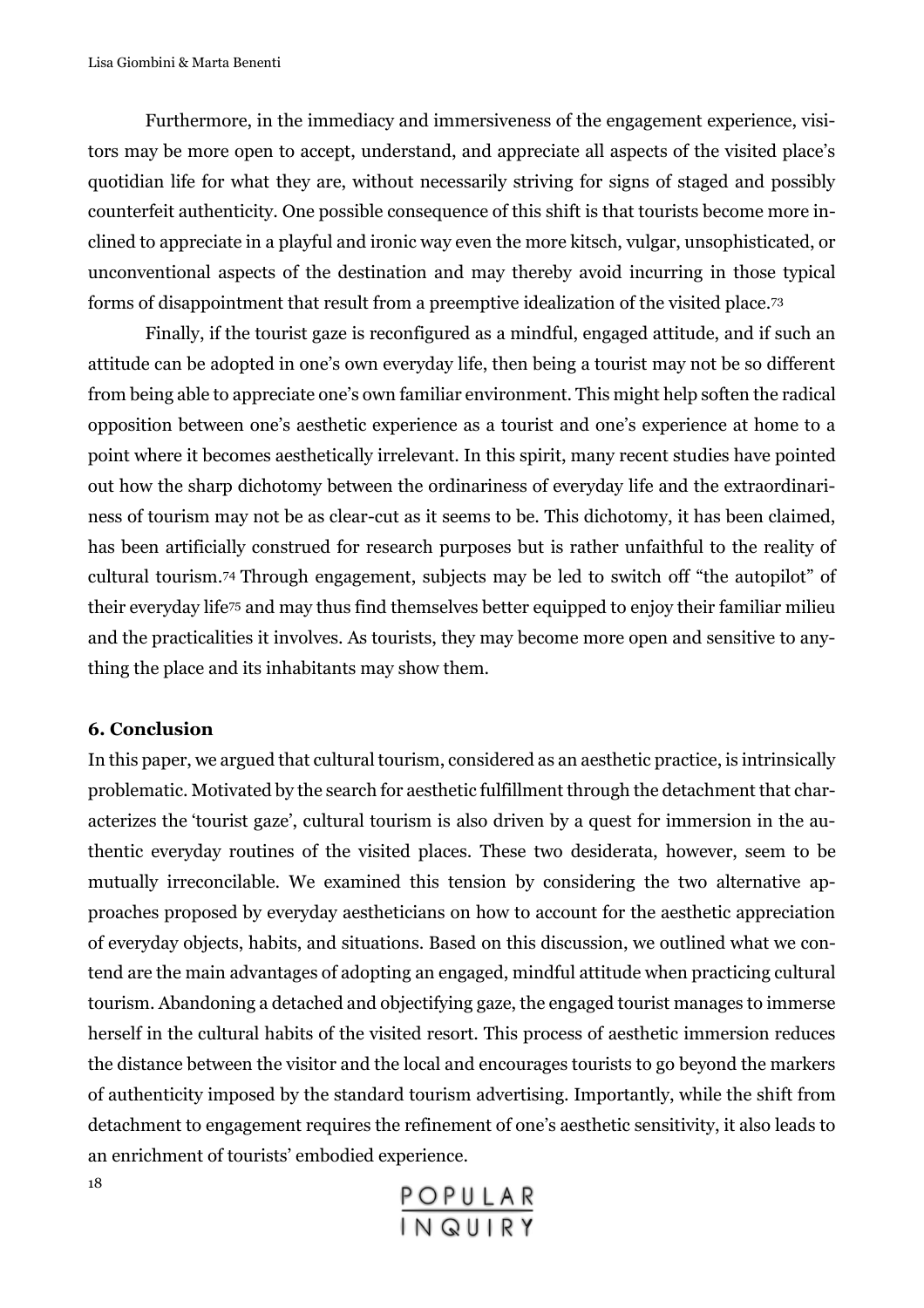Furthermore, in the immediacy and immersiveness of the engagement experience, visitors may be more open to accept, understand, and appreciate all aspects of the visited place's quotidian life for what they are, without necessarily striving for signs of staged and possibly counterfeit authenticity. One possible consequence of this shift is that tourists become more inclined to appreciate in a playful and ironic way even the more kitsch, vulgar, unsophisticated, or unconventional aspects of the destination and may thereby avoid incurring in those typical forms of disappointment that result from a preemptive idealization of the visited place.[73]

Finally, if the tourist gaze is reconfigured as a mindful, engaged attitude, and if such an attitude can be adopted in one's own everyday life, then being a tourist may not be so different from being able to appreciate one's own familiar environment. This might help soften the radical opposition between one's aesthetic experience as a tourist and one's experience at home to a point where it becomes aesthetically irrelevant. In this spirit, many recent studies have pointed out how the sharp dichotomy between the ordinariness of everyday life and the extraordinariness of tourism may not be as clear-cut as it seems to be. This dichotomy, it has been claimed, has been artificially construed for research purposes but is rather unfaithful to the reality of cultural tourism.[74] Through engagement, subjects may be led to switch off "the autopilot" of their everyday life[75] and may thus find themselves better equipped to enjoy their familiar milieu and the practicalities it involves. As tourists, they may become more open and sensitive to anything the place and its inhabitants may show them.

## 6. Conclusion

In this paper, we argued that cultural tourism, considered as an aesthetic practice, is intrinsically problematic. Motivated by the search for aesthetic fulfillment through the detachment that characterizes the 'tourist gaze', cultural tourism is also driven by a quest for immersion in the authentic everyday routines of the visited places. These two desiderata, however, seem to be mutually irreconcilable. We examined this tension by considering the two alternative approaches proposed by everyday aestheticians on how to account for the aesthetic appreciation of everyday objects, habits, and situations. Based on this discussion, we outlined what we contend are the main advantages of adopting an engaged, mindful attitude when practicing cultural tourism. Abandoning a detached and objectifying gaze, the engaged tourist manages to immerse herself in the cultural habits of the visited resort. This process of aesthetic immersion reduces the distance between the visitor and the local and encourages tourists to go beyond the markers of authenticity imposed by the standard tourism advertising. Importantly, while the shift from detachment to engagement requires the refinement of one's aesthetic sensitivity, it also leads to an enrichment of tourists' embodied experience.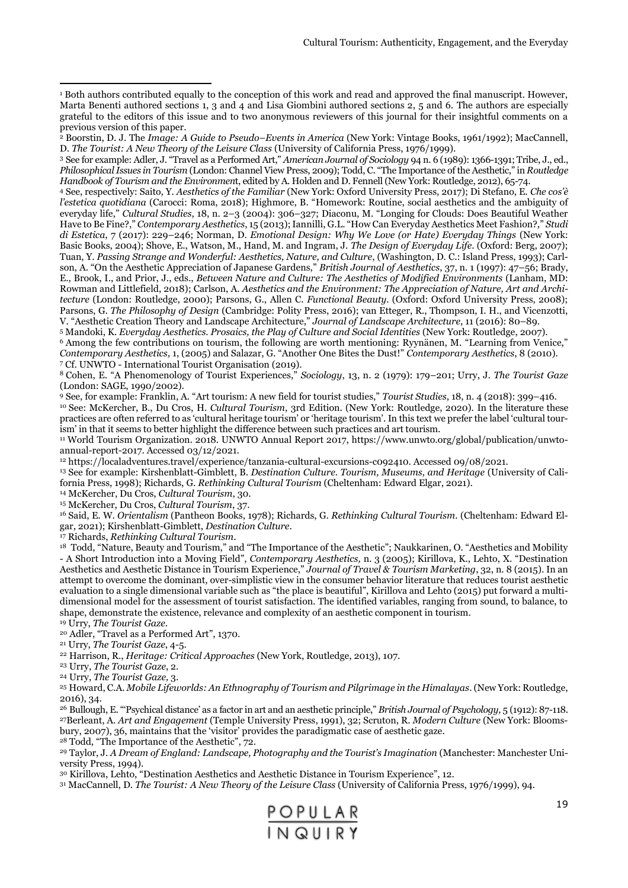[1] Both authors contributed equally to the conception of this work and read and approved the final manuscript. However, Marta Benenti authored sections 1, 3 and 4 and Lisa Giombini authored sections 2, 5 and 6. The authors are especially grateful to the editors of this issue and to two anonymous reviewers of this journal for their insightful comments on a previous version of this paper.

[2] Boorstin, D. J. The *Image: A Guide to Pseudo–Events in America* (New York: Vintage Books, 1961/1992); MacCannell, D. *The Tourist: A New Theory of the Leisure Class* (University of California Press, 1976/1999).

[3] See for example: Adler, J. "Travel as a Performed Art," *American Journal of Sociology* 94 n. 6 (1989): 1366-1391; Tribe, J., ed., *Philosophical Issues in Tourism* (London: Channel View Press, 2009); Todd, C. "The Importance of the Aesthetic," in *Routledge Handbook of Tourism and the Environment*, edited by A. Holden and D. Fennell (New York: Routledge, 2012), 65-74.

[4] See, respectively: Saito, Y. *Aesthetics of the Familiar* (New York: Oxford University Press, 2017); Di Stefano, E. *Che cos'è l'estetica quotidiana* (Carocci: Roma, 2018); Highmore, B. "Homework: Routine, social aesthetics and the ambiguity of everyday life," *Cultural Studies*, 18, n. 2–3 (2004): 306–327; Diaconu, M. "Longing for Clouds: Does Beautiful Weather Have to Be Fine?," *Contemporary Aesthetics*, 15 (2013); Iannilli, G.L. "How Can Everyday Aesthetics Meet Fashion?," *Studi di Estetica*, 7 (2017): 229–246; Norman, D. *Emotional Design: Why We Love (or Hate) Everyday Things* (New York: Basic Books, 2004); Shove, E., Watson, M., Hand, M. and Ingram, J. *The Design of Everyday Life*. (Oxford: Berg, 2007); Tuan, Y. *Passing Strange and Wonderful: Aesthetics, Nature, and Culture*, (Washington, D. C.: Island Press, 1993); Carlson, A. "On the Aesthetic Appreciation of Japanese Gardens," *British Journal of Aesthetics*, 37, n. 1 (1997): 47–56; Brady, E., Brook, I., and Prior, J., eds., *Between Nature and Culture: The Aesthetics of Modified Environments* (Lanham, MD: Rowman and Littlefield, 2018); Carlson, A. *Aesthetics and the Environment: The Appreciation of Nature, Art and Architecture* (London: Routledge, 2000); Parsons, G., Allen C. *Functional Beauty*. (Oxford: Oxford University Press, 2008); Parsons, G. *The Philosophy of Design* (Cambridge: Polity Press, 2016); van Etteger, R., Thompson, I. H., and Vicenzotti, V. "Aesthetic Creation Theory and Landscape Architecture," *Journal of Landscape Architecture*, 11 (2016): 80–89.

[5] Mandoki, K. *Everyday Aesthetics. Prosaics, the Play of Culture and Social Identities* (New York: Routledge, 2007).

[6] Among the few contributions on tourism, the following are worth mentioning: Ryynänen, M. "Learning from Venice," *Contemporary Aesthetics*, 1, (2005) and Salazar, G. "Another One Bites the Dust!" *Contemporary Aesthetics*, 8 (2010).

[7] Cf. UNWTO - International Tourist Organisation (2019).

[8] Cohen, E. "A Phenomenology of Tourist Experiences," *Sociology*, 13, n. 2 (1979): 179–201; Urry, J. *The Tourist Gaze* (London: SAGE, 1990/2002).

[9] See, for example: Franklin, A. "Art tourism: A new field for tourist studies," *Tourist Studies*, 18, n. 4 (2018): 399–416.

[10] See: McKercher, B., Du Cros, H. *Cultural Tourism*, 3rd Edition. (New York: Routledge, 2020). In the literature these practices are often referred to as 'cultural heritage tourism' or 'heritage tourism'. In this text we prefer the label 'cultural tourism' in that it seems to better highlight the difference between such practices and art tourism.

[11] World Tourism Organization. 2018. UNWTO Annual Report 2017, https://www.unwto.org/global/publication/unwto-annual-report-2017. Accessed 03/12/2021.

[12] https://localadventures.travel/experience/tanzania-cultural-excursions-c092410. Accessed 09/08/2021.

[13] See for example: Kirshenblatt-Gimblett, B. *Destination Culture. Tourism, Museums, and Heritage* (University of California Press, 1998); Richards, G. *Rethinking Cultural Tourism* (Cheltenham: Edward Elgar, 2021).

[14] McKercher, Du Cros, *Cultural Tourism*, 30.

[15] McKercher, Du Cros, *Cultural Tourism*, 37.

[16] Said, E. W. *Orientalism* (Pantheon Books, 1978); Richards, G. *Rethinking Cultural Tourism*. (Cheltenham: Edward Elgar, 2021); Kirshenblatt-Gimblett, *Destination Culture*.

[17] Richards, *Rethinking Cultural Tourism*.

[18] Todd, "Nature, Beauty and Tourism," and "The Importance of the Aesthetic"; Naukkarinen, O. "Aesthetics and Mobility - A Short Introduction into a Moving Field", *Contemporary Aesthetics*, n. 3 (2005); Kirillova, K., Lehto, X. "Destination Aesthetics and Aesthetic Distance in Tourism Experience," *Journal of Travel & Tourism Marketing*, 32, n. 8 (2015). In an attempt to overcome the dominant, over-simplistic view in the consumer behavior literature that reduces tourist aesthetic evaluation to a single dimensional variable such as "the place is beautiful", Kirillova and Lehto (2015) put forward a multi-dimensional model for the assessment of tourist satisfaction. The identified variables, ranging from sound, to balance, to shape, demonstrate the existence, relevance and complexity of an aesthetic component in tourism.

[19] Urry, *The Tourist Gaze*.

[20] Adler, "Travel as a Performed Art", 1370.

[21] Urry, *The Tourist Gaze*, 4-5.

[22] Harrison, R., *Heritage: Critical Approaches* (New York, Routledge, 2013), 107.

[23] Urry, *The Tourist Gaze*, 2.

[24] Urry, *The Tourist Gaze*, 3.

[25] Howard, C.A. *Mobile Lifeworlds: An Ethnography of Tourism and Pilgrimage in the Himalayas*. (New York: Routledge, 2016), 34.

[26] Bullough, E. "'Psychical distance' as a factor in art and an aesthetic principle," *British Journal of Psychology*, 5 (1912): 87-118.

[27] Berleant, A. *Art and Engagement* (Temple University Press, 1991), 32; Scruton, R. *Modern Culture* (New York: Bloomsbury, 2007), 36, maintains that the 'visitor' provides the paradigmatic case of aesthetic gaze.

[28] Todd, "The Importance of the Aesthetic", 72.

[29] Taylor, J. *A Dream of England: Landscape, Photography and the Tourist's Imagination* (Manchester: Manchester University Press, 1994).

[30] Kirillova, Lehto, "Destination Aesthetics and Aesthetic Distance in Tourism Experience", 12.

[31] MacCannell, D. *The Tourist: A New Theory of the Leisure Class* (University of California Press, 1976/1999), 94.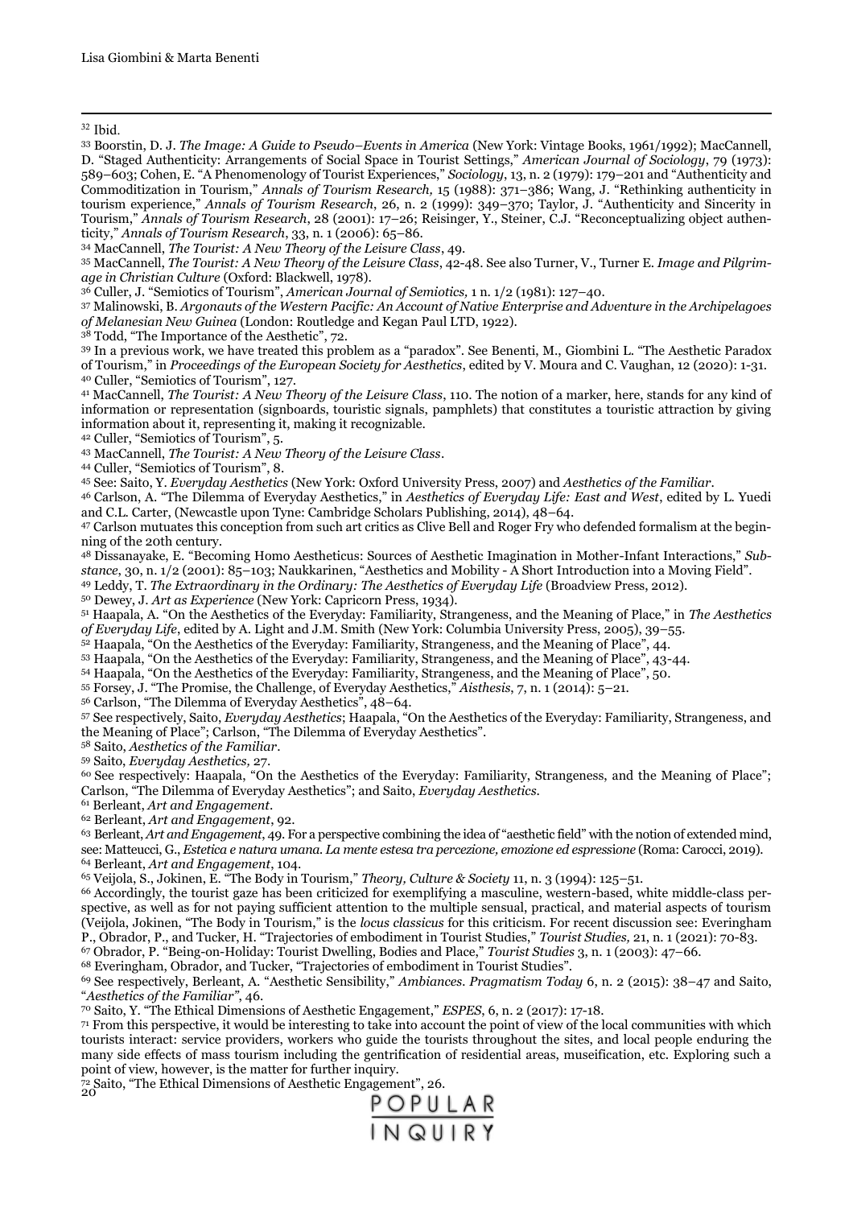[32] Ibid.

[33] Boorstin, D. J. *The Image: A Guide to Pseudo–Events in America* (New York: Vintage Books, 1961/1992); MacCannell, D. "Staged Authenticity: Arrangements of Social Space in Tourist Settings," *American Journal of Sociology*, 79 (1973): 589–603; Cohen, E. "A Phenomenology of Tourist Experiences," *Sociology*, 13, n. 2 (1979): 179–201 and "Authenticity and Commoditization in Tourism," *Annals of Tourism Research,* 15 (1988): 371–386; Wang, J. "Rethinking authenticity in tourism experience," *Annals of Tourism Research*, 26, n. 2 (1999): 349–370; Taylor, J. "Authenticity and Sincerity in Tourism," *Annals of Tourism Research*, 28 (2001): 17–26; Reisinger, Y., Steiner, C.J. "Reconceptualizing object authenticity," *Annals of Tourism Research*, 33, n. 1 (2006): 65–86.

[34] MacCannell, *The Tourist: A New Theory of the Leisure Class*, 49.

[35] MacCannell, *The Tourist: A New Theory of the Leisure Class*, 42-48. See also Turner, V., Turner E. *Image and Pilgrimage in Christian Culture* (Oxford: Blackwell, 1978).

[36] Culler, J. "Semiotics of Tourism", *American Journal of Semiotics,* 1 n. 1/2 (1981): 127–40.

[37] Malinowski, B. *Argonauts of the Western Pacific: An Account of Native Enterprise and Adventure in the Archipelagoes of Melanesian New Guinea* (London: Routledge and Kegan Paul LTD, 1922).

[38] Todd, "The Importance of the Aesthetic", 72.

[39] In a previous work, we have treated this problem as a "paradox". See Benenti, M., Giombini L. "The Aesthetic Paradox of Tourism," in *Proceedings of the European Society for Aesthetics*, edited by V. Moura and C. Vaughan, 12 (2020): 1-31.

[40] Culler, "Semiotics of Tourism", 127.

[41] MacCannell, *The Tourist: A New Theory of the Leisure Class*, 110. The notion of a marker, here, stands for any kind of information or representation (signboards, touristic signals, pamphlets) that constitutes a touristic attraction by giving information about it, representing it, making it recognizable.

[42] Culler, "Semiotics of Tourism", 5.

[43] MacCannell, *The Tourist: A New Theory of the Leisure Class*.

[44] Culler, "Semiotics of Tourism", 8.

[45] See: Saito, Y. *Everyday Aesthetics* (New York: Oxford University Press, 2007) and *Aesthetics of the Familiar*.

[46] Carlson, A. "The Dilemma of Everyday Aesthetics," in *Aesthetics of Everyday Life: East and West*, edited by L. Yuedi and C.L. Carter, (Newcastle upon Tyne: Cambridge Scholars Publishing, 2014), 48–64.

[47] Carlson mutuates this conception from such art critics as Clive Bell and Roger Fry who defended formalism at the beginning of the 20th century.

[48] Dissanayake, E. "Becoming Homo Aestheticus: Sources of Aesthetic Imagination in Mother-Infant Interactions," *Substance*, 30, n. 1/2 (2001): 85–103; Naukkarinen, "Aesthetics and Mobility - A Short Introduction into a Moving Field".

[49] Leddy, T. *The Extraordinary in the Ordinary: The Aesthetics of Everyday Life* (Broadview Press, 2012).

[50] Dewey, J. *Art as Experience* (New York: Capricorn Press, 1934).

[51] Haapala, A. "On the Aesthetics of the Everyday: Familiarity, Strangeness, and the Meaning of Place," in *The Aesthetics of Everyday Life*, edited by A. Light and J.M. Smith (New York: Columbia University Press, 2005), 39–55.

[52] Haapala, "On the Aesthetics of the Everyday: Familiarity, Strangeness, and the Meaning of Place", 44.

[53] Haapala, "On the Aesthetics of the Everyday: Familiarity, Strangeness, and the Meaning of Place", 43-44.

[54] Haapala, "On the Aesthetics of the Everyday: Familiarity, Strangeness, and the Meaning of Place", 50.

[55] Forsey, J. "The Promise, the Challenge, of Everyday Aesthetics," *Aisthesis*, 7, n. 1 (2014): 5–21.

[56] Carlson, "The Dilemma of Everyday Aesthetics", 48–64.

[57] See respectively, Saito, *Everyday Aesthetics*; Haapala, "On the Aesthetics of the Everyday: Familiarity, Strangeness, and the Meaning of Place"; Carlson, "The Dilemma of Everyday Aesthetics".

[58] Saito, *Aesthetics of the Familiar*.

[59] Saito, *Everyday Aesthetics,* 27.

[60] See respectively: Haapala, "On the Aesthetics of the Everyday: Familiarity, Strangeness, and the Meaning of Place"; Carlson, "The Dilemma of Everyday Aesthetics"; and Saito, *Everyday Aesthetics*.

[61] Berleant, *Art and Engagement*.

[62] Berleant, *Art and Engagement*, 92.

[63] Berleant, *Art and Engagement*, 49. For a perspective combining the idea of "aesthetic field" with the notion of extended mind, see: Matteucci, G., *Estetica e natura umana. La mente estesa tra percezione, emozione ed espressione* (Roma: Carocci, 2019).

[64] Berleant, *Art and Engagement*, 104.

[65] Veijola, S., Jokinen, E. "The Body in Tourism," *Theory, Culture & Society* 11, n. 3 (1994): 125–51.

[66] Accordingly, the tourist gaze has been criticized for exemplifying a masculine, western-based, white middle-class perspective, as well as for not paying sufficient attention to the multiple sensual, practical, and material aspects of tourism (Veijola, Jokinen, "The Body in Tourism," is the *locus classicus* for this criticism. For recent discussion see: Everingham P., Obrador, P., and Tucker, H. "Trajectories of embodiment in Tourist Studies," *Tourist Studies,* 21, n. 1 (2021): 70-83.

[67] Obrador, P. "Being-on-Holiday: Tourist Dwelling, Bodies and Place," *Tourist Studies* 3, n. 1 (2003): 47–66.

[68] Everingham, Obrador, and Tucker, "Trajectories of embodiment in Tourist Studies".

[69] See respectively, Berleant, A. "Aesthetic Sensibility," *Ambiances. Pragmatism Today* 6, n. 2 (2015): 38–47 and Saito, "*Aesthetics of the Familiar"*, 46.

[70] Saito, Y. "The Ethical Dimensions of Aesthetic Engagement," *ESPES*, 6, n. 2 (2017): 17-18.

[71] From this perspective, it would be interesting to take into account the point of view of the local communities with which tourists interact: service providers, workers who guide the tourists throughout the sites, and local people enduring the many side effects of mass tourism including the gentrification of residential areas, museification, etc. Exploring such a point of view, however, is the matter for further inquiry.

[72] Saito, "The Ethical Dimensions of Aesthetic Engagement", 26.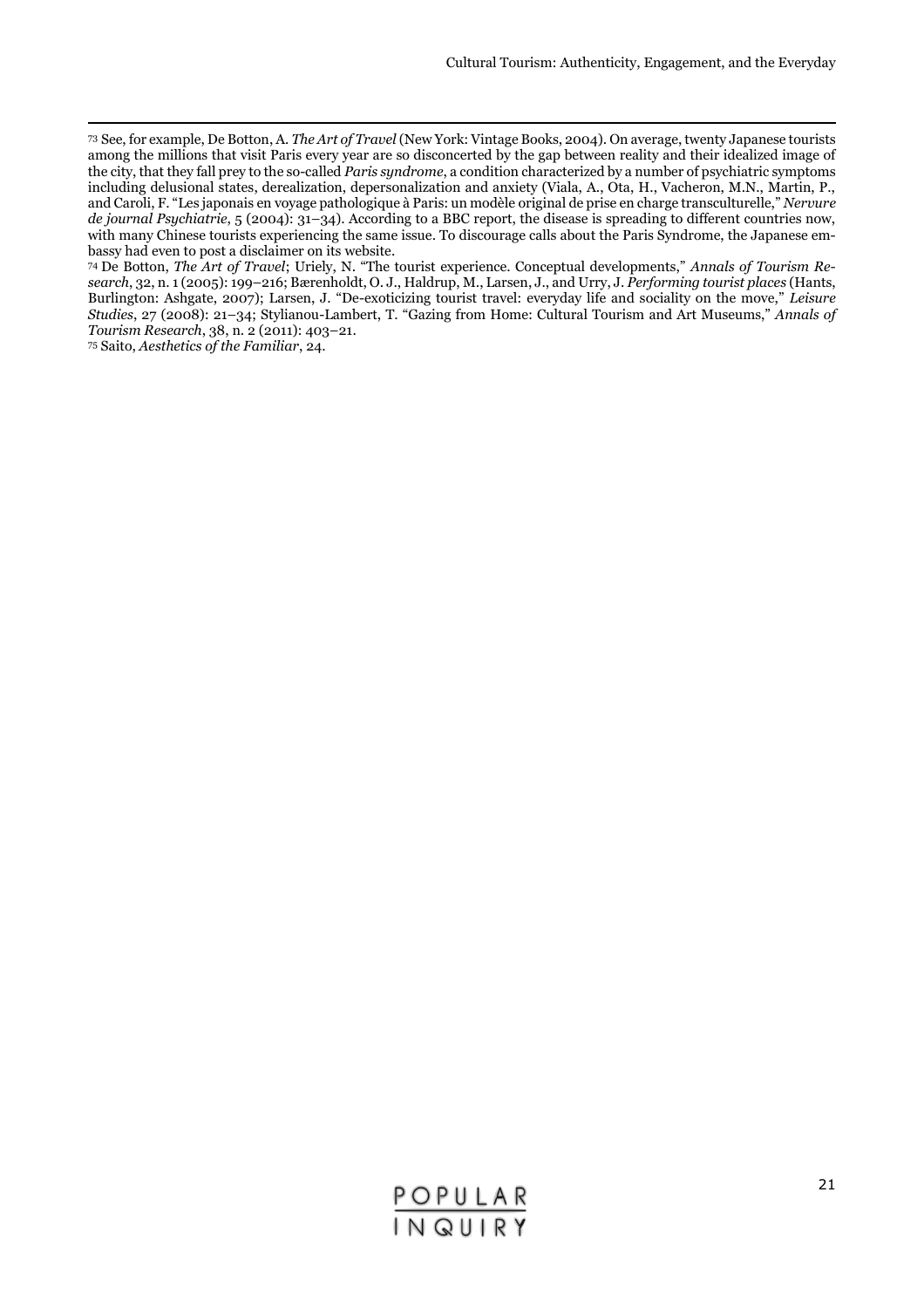[73] See, for example, De Botton, A. *The Art of Travel* (New York: Vintage Books, 2004). On average, twenty Japanese tourists among the millions that visit Paris every year are so disconcerted by the gap between reality and their idealized image of the city, that they fall prey to the so-called *Paris syndrome*, a condition characterized by a number of psychiatric symptoms including delusional states, derealization, depersonalization and anxiety (Viala, A., Ota, H., Vacheron, M.N., Martin, P., and Caroli, F. "Les japonais en voyage pathologique à Paris: un modèle original de prise en charge transculturelle," *Nervure de journal Psychiatrie*, 5 (2004): 31–34). According to a BBC report, the disease is spreading to different countries now, with many Chinese tourists experiencing the same issue. To discourage calls about the Paris Syndrome, the Japanese embassy had even to post a disclaimer on its website.

[74] De Botton, *The Art of Travel*; Uriely, N. "The tourist experience. Conceptual developments," *Annals of Tourism Research*, 32, n. 1 (2005): 199–216; Bærenholdt, O. J., Haldrup, M., Larsen, J., and Urry, J. *Performing tourist places* (Hants, Burlington: Ashgate, 2007); Larsen, J. "De-exoticizing tourist travel: everyday life and sociality on the move," *Leisure Studies*, 27 (2008): 21–34; Stylianou-Lambert, T. "Gazing from Home: Cultural Tourism and Art Museums," *Annals of Tourism Research*, 38, n. 2 (2011): 403–21.

[75] Saito, *Aesthetics of the Familiar*, 24.